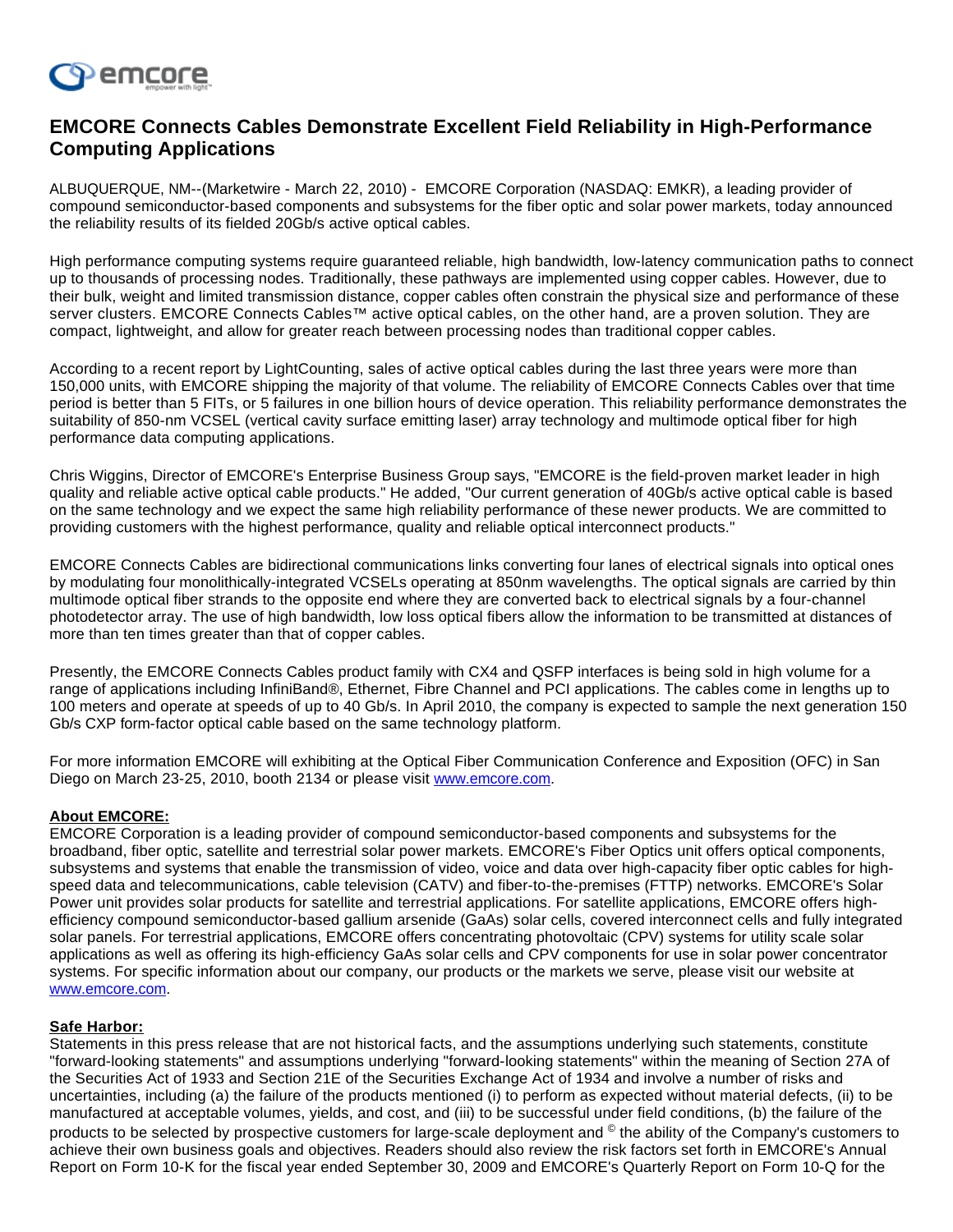# EMCORE Connects Cables Demonstrate Excellent Field Reliability in High-Performance Computing Applications

ALBUQUERQUE, NM--(Marketwire - March 22, 2010) - EMCORE Corporation (NASDAQ: EMKR), a leading provider of compound semiconductor-based components and subsystems for the fiber optic and solar power markets, today announced the reliability results of its fielded 20Gb/s active optical cables.

High performance computing systems require guaranteed reliable, high bandwidth, low-latency communication paths to connect up to thousands of processing nodes. Traditionally, these pathways are implemented using copper cables. However, due to their bulk, weight and limited transmission distance, copper cables often constrain the physical size and performance of these server clusters. EMCORE Connects Cables™ active optical cables, on the other hand, are a proven solution. They are compact, lightweight, and allow for greater reach between processing nodes than traditional copper cables.

According to a recent report by LightCounting, sales of active optical cables during the last three years were more than 150,000 units, with EMCORE shipping the majority of that volume. The reliability of EMCORE Connects Cables over that time period is better than 5 FITs, or 5 failures in one billion hours of device operation. This reliability performance demonstrates the suitability of 850-nm VCSEL (vertical cavity surface emitting laser) array technology and multimode optical fiber for high performance data computing applications.

Chris Wiggins, Director of EMCORE's Enterprise Business Group says, "EMCORE is the field-proven market leader in high quality and reliable active optical cable products." He added, "Our current generation of 40Gb/s active optical cable is based on the same technology and we expect the same high reliability performance of these newer products. We are committed to providing customers with the highest performance, quality and reliable optical interconnect products."

EMCORE Connects Cables are bidirectional communications links converting four lanes of electrical signals into optical ones by modulating four monolithically-integrated VCSELs operating at 850nm wavelengths. The optical signals are carried by thin multimode optical fiber strands to the opposite end where they are converted back to electrical signals by a four-channel photodetector array. The use of high bandwidth, low loss optical fibers allow the information to be transmitted at distances of more than ten times greater than that of copper cables.

Presently, the EMCORE Connects Cables product family with CX4 and QSFP interfaces is being sold in high volume for a range of applications including InfiniBand®, Ethernet, Fibre Channel and PCI applications. The cables come in lengths up to 100 meters and operate at speeds of up to 40 Gb/s. In April 2010, the company is expected to sample the next generation 150 Gb/s CXP form-factor optical cable based on the same technology platform.

For more information EMCORE will exhibiting at the Optical Fiber Communication Conference and Exposition (OFC) in San Diego on March 23-25, 2010, booth 2134 or please visit [www.emcore.com](http://www.emcore.com).

**About EMCORE:**

EMCORE Corporation is a leading provider of compound semiconductor-based components and subsystems for the broadband, fiber optic, satellite and terrestrial solar power markets. EMCORE's Fiber Optics unit offers optical components, subsystems and systems that enable the transmission of video, voice and data over high-capacity fiber optic cables for high-speed data and telecommunications, cable television (CATV) and fiber-to-the-premises (FTTP) networks. EMCORE's Solar Power unit provides solar products for satellite and terrestrial applications. For satellite applications, EMCORE offers high-efficiency compound semiconductor-based gallium arsenide (GaAs) solar cells, covered interconnect cells and fully integrated solar panels. For terrestrial applications, EMCORE offers concentrating photovoltaic (CPV) systems for utility scale solar applications as well as offering its high-efficiency GaAs solar cells and CPV components for use in solar power concentrator systems. For specific information about our company, our products or the markets we serve, please visit our website at [www.emcore.com](http://www.emcore.com).

**Safe Harbor:**

Statements in this press release that are not historical facts, and the assumptions underlying such statements, constitute "forward-looking statements" and assumptions underlying "forward-looking statements" within the meaning of Section 27A of the Securities Act of 1933 and Section 21E of the Securities Exchange Act of 1934 and involve a number of risks and uncertainties, including (a) the failure of the products mentioned (i) to perform as expected without material defects, (ii) to be manufactured at acceptable volumes, yields, and cost, and (iii) to be successful under field conditions, (b) the failure of the products to be selected by prospective customers for large-scale deployment and © the ability of the Company's customers to achieve their own business goals and objectives. Readers should also review the risk factors set forth in EMCORE's Annual Report on Form 10-K for the fiscal year ended September 30, 2009 and EMCORE's Quarterly Report on Form 10-Q for the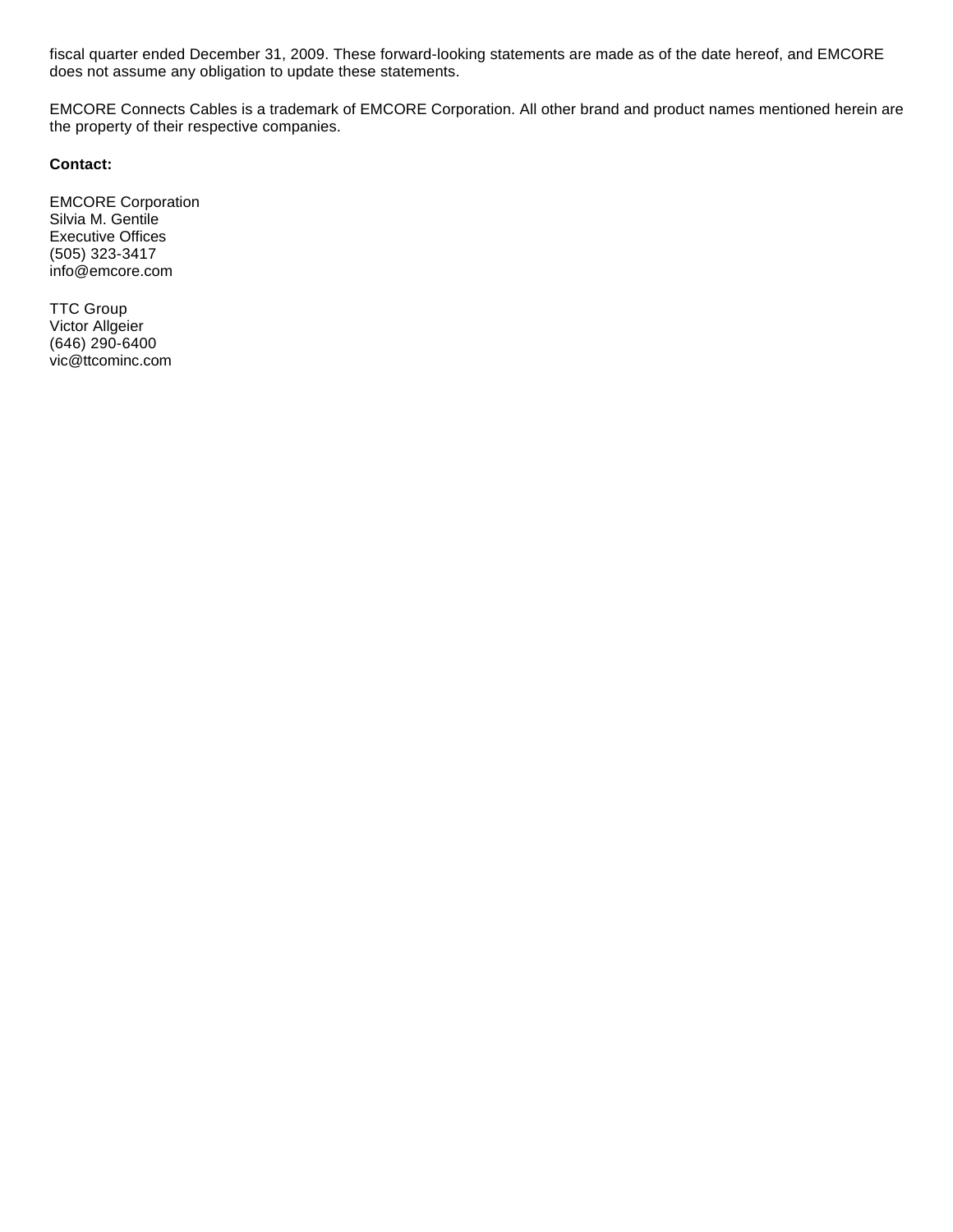fiscal quarter ended December 31, 2009. These forward-looking statements are made as of the date hereof, and EMCORE does not assume any obligation to update these statements.

EMCORE Connects Cables is a trademark of EMCORE Corporation. All other brand and product names mentioned herein are the property of their respective companies.

**Contact:**

EMCORE Corporation
Silvia M. Gentile
Executive Offices
(505) 323-3417
info@emcore.com

TTC Group
Victor Allgeier
(646) 290-6400
vic@ttcominc.com